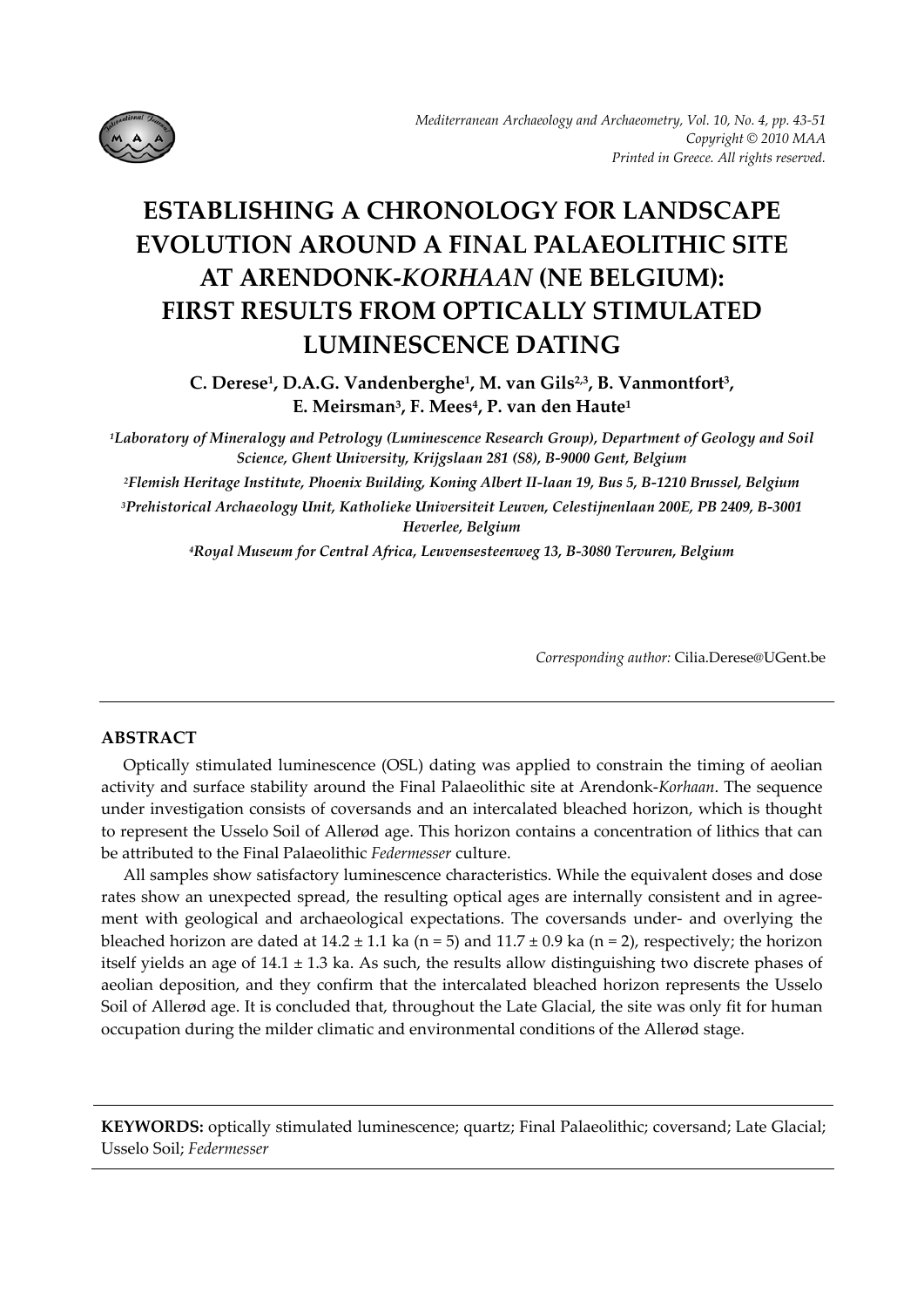# ESTABLISHING A CHRONOLOGY FOR LANDSCAPE EVOLUTION AROUND A FINAL PALAEOLITHIC SITE AT ARENDONK-*KORHAAN* (NE BELGIUM): FIRST RESULTS FROM OPTICALLY STIMULATED LUMINESCENCE DATING

**C. Derese[1], D.A.G. Vandenberghe[1], M. van Gils[2,3], B. Vanmontfort[3], E. Meirsman[3], F. Mees[4], P. van den Haute[1]**

*[1]Laboratory of Mineralogy and Petrology (Luminescence Research Group), Department of Geology and Soil Science, Ghent University, Krijgslaan 281 (S8), B-9000 Gent, Belgium*

*[2]Flemish Heritage Institute, Phoenix Building, Koning Albert II-laan 19, Bus 5, B-1210 Brussel, Belgium*

*[3]Prehistorical Archaeology Unit, Katholieke Universiteit Leuven, Celestijnenlaan 200E, PB 2409, B-3001 Heverlee, Belgium*

*[4]Royal Museum for Central Africa, Leuvensesteenweg 13, B-3080 Tervuren, Belgium*

*Corresponding author:* Cilia.Derese@UGent.be

## ABSTRACT

Optically stimulated luminescence (OSL) dating was applied to constrain the timing of aeolian activity and surface stability around the Final Palaeolithic site at Arendonk-*Korhaan*. The sequence under investigation consists of coversands and an intercalated bleached horizon, which is thought to represent the Usselo Soil of Allerød age. This horizon contains a concentration of lithics that can be attributed to the Final Palaeolithic *Federmesser* culture.

All samples show satisfactory luminescence characteristics. While the equivalent doses and dose rates show an unexpected spread, the resulting optical ages are internally consistent and in agreement with geological and archaeological expectations. The coversands under- and overlying the bleached horizon are dated at $14.2 \pm 1.1$ ka ($n = 5$) and $11.7 \pm 0.9$ ka ($n = 2$), respectively; the horizon itself yields an age of $14.1 \pm 1.3$ ka. As such, the results allow distinguishing two discrete phases of aeolian deposition, and they confirm that the intercalated bleached horizon represents the Usselo Soil of Allerød age. It is concluded that, throughout the Late Glacial, the site was only fit for human occupation during the milder climatic and environmental conditions of the Allerød stage.

**KEYWORDS:** optically stimulated luminescence; quartz; Final Palaeolithic; coversand; Late Glacial; Usselo Soil; *Federmesser*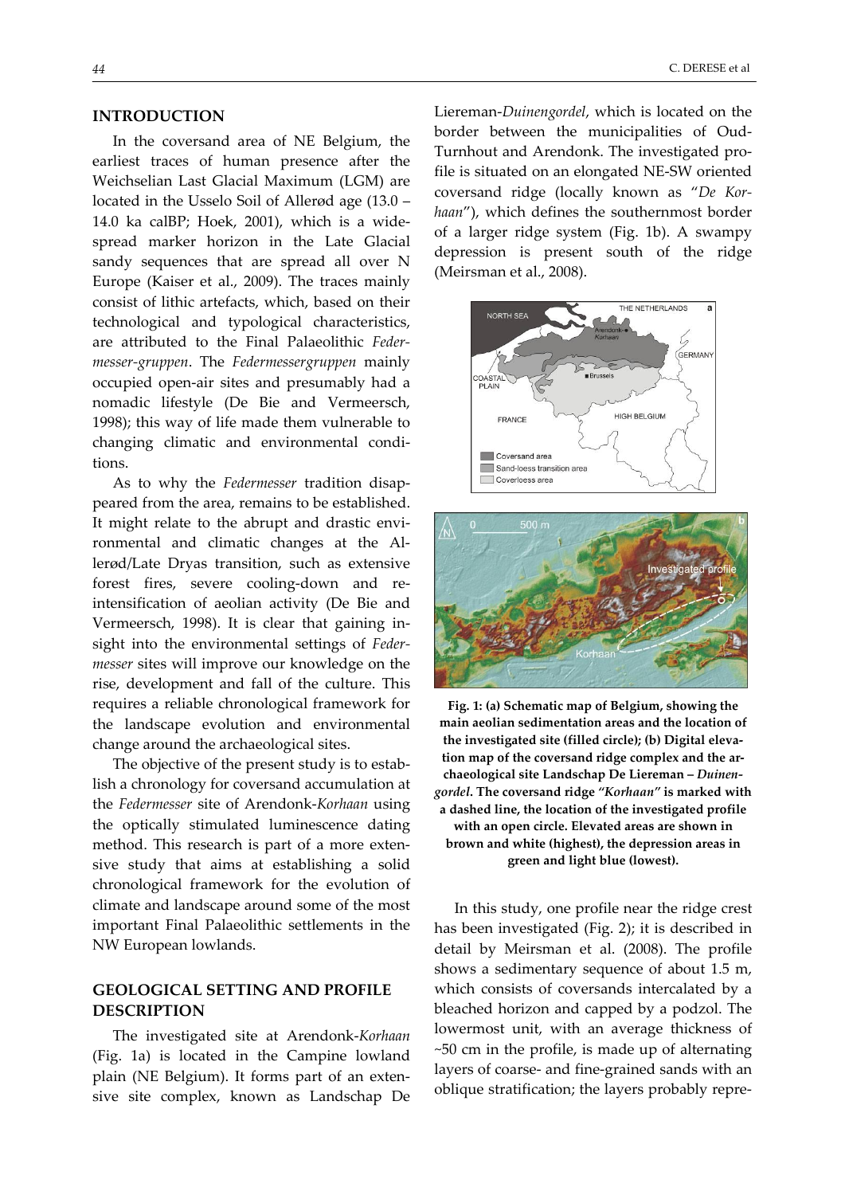## INTRODUCTION

In the coversand area of NE Belgium, the earliest traces of human presence after the Weichselian Last Glacial Maximum (LGM) are located in the Usselo Soil of Allerød age (13.0 – 14.0 ka calBP; Hoek, 2001), which is a widespread marker horizon in the Late Glacial sandy sequences that are spread all over N Europe (Kaiser et al., 2009). The traces mainly consist of lithic artefacts, which, based on their technological and typological characteristics, are attributed to the Final Palaeolithic *Federmesser-gruppen*. The *Federmessergruppen* mainly occupied open-air sites and presumably had a nomadic lifestyle (De Bie and Vermeersch, 1998); this way of life made them vulnerable to changing climatic and environmental conditions.

As to why the *Federmesser* tradition disappeared from the area, remains to be established. It might relate to the abrupt and drastic environmental and climatic changes at the Allerød/Late Dryas transition, such as extensive forest fires, severe cooling-down and re-intensification of aeolian activity (De Bie and Vermeersch, 1998). It is clear that gaining insight into the environmental settings of *Federmesser* sites will improve our knowledge on the rise, development and fall of the culture. This requires a reliable chronological framework for the landscape evolution and environmental change around the archaeological sites.

The objective of the present study is to establish a chronology for coversand accumulation at the *Federmesser* site of Arendonk-*Korhaan* using the optically stimulated luminescence dating method. This research is part of a more extensive study that aims at establishing a solid chronological framework for the evolution of climate and landscape around some of the most important Final Palaeolithic settlements in the NW European lowlands.

## GEOLOGICAL SETTING AND PROFILE DESCRIPTION

The investigated site at Arendonk-*Korhaan* (Fig. 1a) is located in the Campine lowland plain (NE Belgium). It forms part of an extensive site complex, known as Landschap De Liereman-*Duinengordel*, which is located on the border between the municipalities of Oud-Turnhout and Arendonk. The investigated profile is situated on an elongated NE-SW oriented coversand ridge (locally known as "*De Korhaan*"), which defines the southernmost border of a larger ridge system (Fig. 1b). A swampy depression is present south of the ridge (Meirsman et al., 2008).

**Fig. 1: (a) Schematic map of Belgium, showing the main aeolian sedimentation areas and the location of the investigated site (filled circle); (b) Digital elevation map of the coversand ridge complex and the archaeological site Landschap De Liereman – *Duinengordel*. The coversand ridge "*Korhaan*" is marked with a dashed line, the location of the investigated profile with an open circle. Elevated areas are shown in brown and white (highest), the depression areas in green and light blue (lowest).**

In this study, one profile near the ridge crest has been investigated (Fig. 2); it is described in detail by Meirsman et al. (2008). The profile shows a sedimentary sequence of about 1.5 m, which consists of coversands intercalated by a bleached horizon and capped by a podzol. The lowermost unit, with an average thickness of ~50 cm in the profile, is made up of alternating layers of coarse- and fine-grained sands with an oblique stratification; the layers probably repre-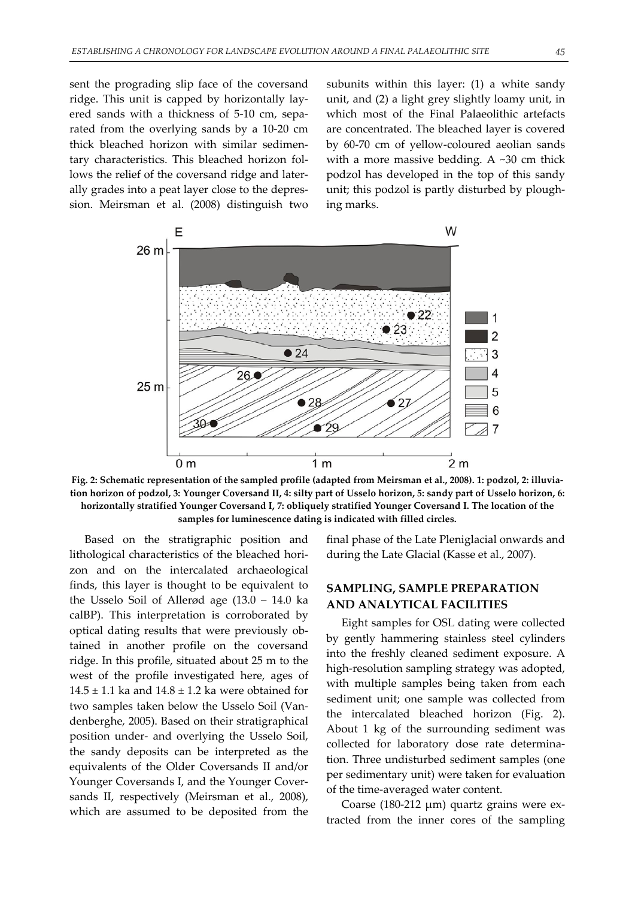sent the prograding slip face of the coversand ridge. This unit is capped by horizontally layered sands with a thickness of 5-10 cm, separated from the overlying sands by a 10-20 cm thick bleached horizon with similar sedimentary characteristics. This bleached horizon follows the relief of the coversand ridge and laterally grades into a peat layer close to the depression. Meirsman et al. (2008) distinguish two subunits within this layer: (1) a white sandy unit, and (2) a light grey slightly loamy unit, in which most of the Final Palaeolithic artefacts are concentrated. The bleached layer is covered by 60-70 cm of yellow-coloured aeolian sands with a more massive bedding. A ~30 cm thick podzol has developed in the top of this sandy unit; this podzol is partly disturbed by ploughing marks.

**Fig. 2: Schematic representation of the sampled profile (adapted from Meirsman et al., 2008). 1: podzol, 2: illuviation horizon of podzol, 3: Younger Coversand II, 4: silty part of Usselo horizon, 5: sandy part of Usselo horizon, 6: horizontally stratified Younger Coversand I, 7: obliquely stratified Younger Coversand I. The location of the samples for luminescence dating is indicated with filled circles.**

Based on the stratigraphic position and lithological characteristics of the bleached horizon and on the intercalated archaeological finds, this layer is thought to be equivalent to the Usselo Soil of Allerød age (13.0 – 14.0 ka calBP). This interpretation is corroborated by optical dating results that were previously obtained in another profile on the coversand ridge. In this profile, situated about 25 m to the west of the profile investigated here, ages of $14.5 \pm 1.1$ ka and $14.8 \pm 1.2$ ka were obtained for two samples taken below the Usselo Soil (Vandenberghe, 2005). Based on their stratigraphical position under- and overlying the Usselo Soil, the sandy deposits can be interpreted as the equivalents of the Older Coversands II and/or Younger Coversands I, and the Younger Coversands II, respectively (Meirsman et al., 2008), which are assumed to be deposited from the final phase of the Late Pleniglacial onwards and during the Late Glacial (Kasse et al., 2007).

## SAMPLING, SAMPLE PREPARATION AND ANALYTICAL FACILITIES

Eight samples for OSL dating were collected by gently hammering stainless steel cylinders into the freshly cleaned sediment exposure. A high-resolution sampling strategy was adopted, with multiple samples being taken from each sediment unit; one sample was collected from the intercalated bleached horizon (Fig. 2). About 1 kg of the surrounding sediment was collected for laboratory dose rate determination. Three undisturbed sediment samples (one per sedimentary unit) were taken for evaluation of the time-averaged water content.

Coarse (180-212 µm) quartz grains were extracted from the inner cores of the sampling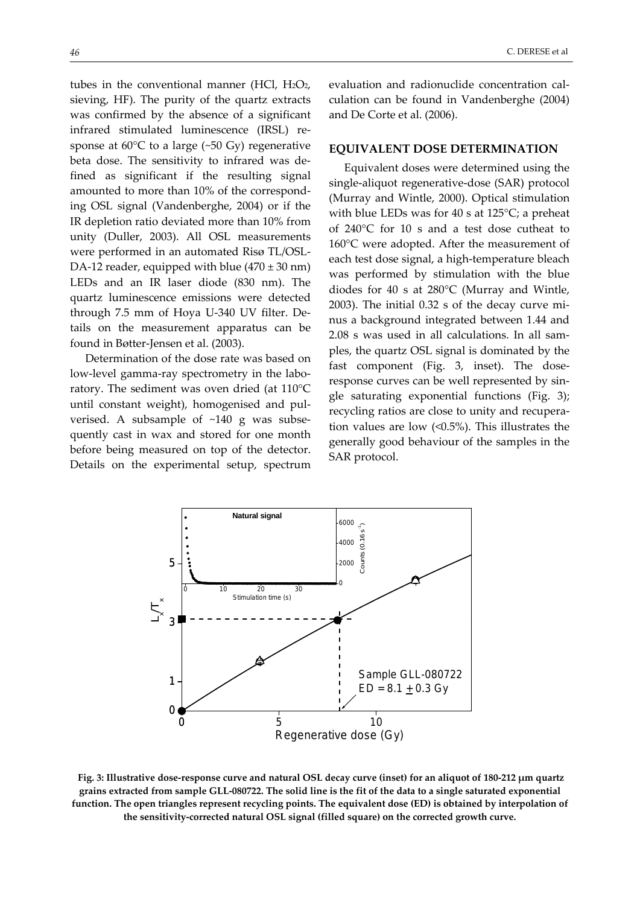tubes in the conventional manner (HCl, $H_2O_2$, sieving, HF). The purity of the quartz extracts was confirmed by the absence of a significant infrared stimulated luminescence (IRSL) response at 60°C to a large (~50 Gy) regenerative beta dose. The sensitivity to infrared was defined as significant if the resulting signal amounted to more than 10% of the corresponding OSL signal (Vandenberghe, 2004) or if the IR depletion ratio deviated more than 10% from unity (Duller, 2003). All OSL measurements were performed in an automated Risø TL/OSL-DA-12 reader, equipped with blue (470 ± 30 nm) LEDs and an IR laser diode (830 nm). The quartz luminescence emissions were detected through 7.5 mm of Hoya U-340 UV filter. Details on the measurement apparatus can be found in Bøtter-Jensen et al. (2003).

Determination of the dose rate was based on low-level gamma-ray spectrometry in the laboratory. The sediment was oven dried (at 110°C until constant weight), homogenised and pulverised. A subsample of ~140 g was subsequently cast in wax and stored for one month before being measured on top of the detector. Details on the experimental setup, spectrum evaluation and radionuclide concentration calculation can be found in Vandenberghe (2004) and De Corte et al. (2006).

## EQUIVALENT DOSE DETERMINATION

Equivalent doses were determined using the single-aliquot regenerative-dose (SAR) protocol (Murray and Wintle, 2000). Optical stimulation with blue LEDs was for 40 s at 125°C; a preheat of 240°C for 10 s and a test dose cutheat to 160°C were adopted. After the measurement of each test dose signal, a high-temperature bleach was performed by stimulation with the blue diodes for 40 s at 280°C (Murray and Wintle, 2003). The initial 0.32 s of the decay curve minus a background integrated between 1.44 and 2.08 s was used in all calculations. In all samples, the quartz OSL signal is dominated by the fast component (Fig. 3, inset). The dose-response curves can be well represented by single saturating exponential functions (Fig. 3); recycling ratios are close to unity and recuperation values are low (<0.5%). This illustrates the generally good behaviour of the samples in the SAR protocol.

**Fig. 3: Illustrative dose-response curve and natural OSL decay curve (inset) for an aliquot of 180-212 μm quartz grains extracted from sample GLL-080722. The solid line is the fit of the data to a single saturated exponential function. The open triangles represent recycling points. The equivalent dose (ED) is obtained by interpolation of the sensitivity-corrected natural OSL signal (filled square) on the corrected growth curve.**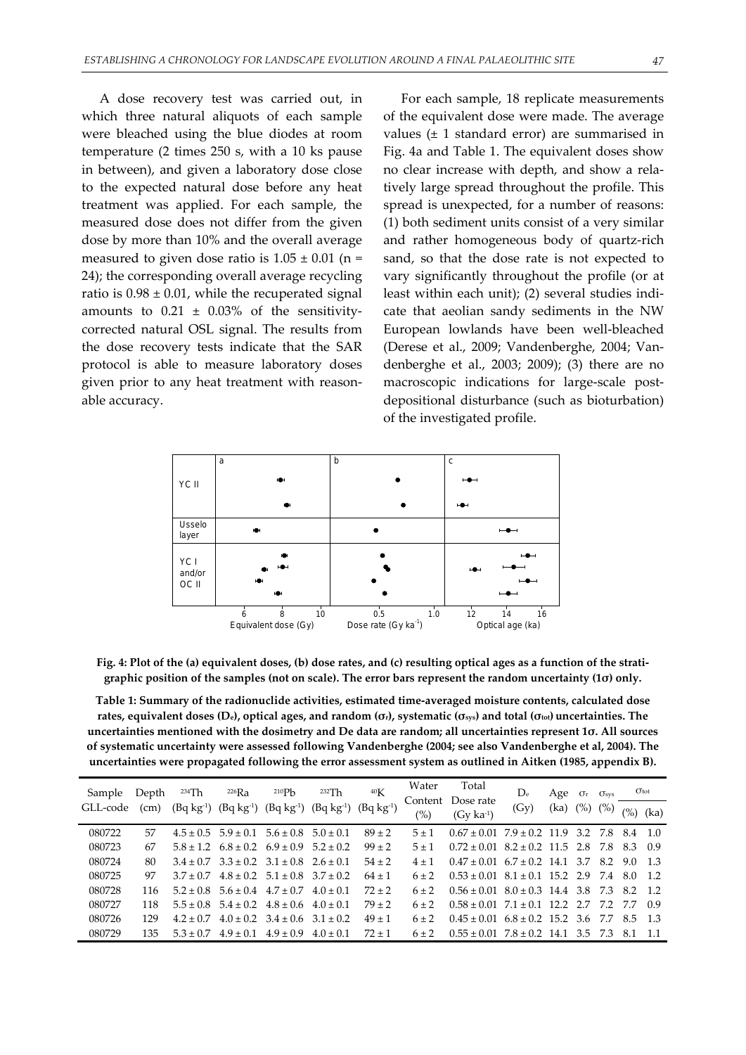A dose recovery test was carried out, in which three natural aliquots of each sample were bleached using the blue diodes at room temperature (2 times 250 s, with a 10 ks pause in between), and given a laboratory dose close to the expected natural dose before any heat treatment was applied. For each sample, the measured dose does not differ from the given dose by more than 10% and the overall average measured to given dose ratio is 1.05 ± 0.01 (n = 24); the corresponding overall average recycling ratio is 0.98 ± 0.01, while the recuperated signal amounts to 0.21 ± 0.03% of the sensitivity-corrected natural OSL signal. The results from the dose recovery tests indicate that the SAR protocol is able to measure laboratory doses given prior to any heat treatment with reasonable accuracy.

For each sample, 18 replicate measurements of the equivalent dose were made. The average values (± 1 standard error) are summarised in Fig. 4a and Table 1. The equivalent doses show no clear increase with depth, and show a relatively large spread throughout the profile. This spread is unexpected, for a number of reasons: (1) both sediment units consist of a very similar and rather homogeneous body of quartz-rich sand, so that the dose rate is not expected to vary significantly throughout the profile (or at least within each unit); (2) several studies indicate that aeolian sandy sediments in the NW European lowlands have been well-bleached (Derese et al., 2009; Vandenberghe, 2004; Vandenberghe et al., 2003; 2009); (3) there are no macroscopic indications for large-scale post-depositional disturbance (such as bioturbation) of the investigated profile.

**Fig. 4: Plot of the (a) equivalent doses, (b) dose rates, and (c) resulting optical ages as a function of the stratigraphic position of the samples (not on scale). The error bars represent the random uncertainty (1σ) only.**

**Table 1: Summary of the radionuclide activities, estimated time-averaged moisture contents, calculated dose rates, equivalent doses ($D_e$), optical ages, and random ($\sigma_r$), systematic ($\sigma_{sys}$) and total ($\sigma_{tot}$) uncertainties. The uncertainties mentioned with the dosimetry and De data are random; all uncertainties represent 1σ. All sources of systematic uncertainty were assessed following Vandenberghe (2004; see also Vandenberghe et al, 2004). The uncertainties were propagated following the error assessment system as outlined in Aitken (1985, appendix B).**

| Sample GLL-code | Depth (cm) | $^{234}$Th (Bq kg$^{-1}$) | $^{226}$Ra (Bq kg$^{-1}$) | $^{210}$Pb (Bq kg$^{-1}$) | $^{232}$Th (Bq kg$^{-1}$) | $^{40}$K (Bq kg$^{-1}$) | Water Content (%) | Total Dose rate (Gy ka$^{-1}$) | $D_e$ (Gy) | Age (ka) | $\sigma_r$ (%) | $\sigma_{sys}$ (%) | $\sigma_{tot}$ (%) | $\sigma_{tot}$ (ka) |
|---|---|---|---|---|---|---|---|---|---|---|---|---|---|---|
| 080722 | 57 | 4.5 ± 0.5 | 5.9 ± 0.1 | 5.6 ± 0.8 | 5.0 ± 0.1 | 89 ± 2 | 5 ± 1 | 0.67 ± 0.01 | 7.9 ± 0.2 | 11.9 | 3.2 | 7.8 | 8.4 | 1.0 |
| 080723 | 67 | 5.8 ± 1.2 | 6.8 ± 0.2 | 6.9 ± 0.9 | 5.2 ± 0.2 | 99 ± 2 | 5 ± 1 | 0.72 ± 0.01 | 8.2 ± 0.2 | 11.5 | 2.8 | 7.8 | 8.3 | 0.9 |
| 080724 | 80 | 3.4 ± 0.7 | 3.3 ± 0.2 | 3.1 ± 0.8 | 2.6 ± 0.1 | 54 ± 2 | 4 ± 1 | 0.47 ± 0.01 | 6.7 ± 0.2 | 14.1 | 3.7 | 8.2 | 9.0 | 1.3 |
| 080725 | 97 | 3.7 ± 0.7 | 4.8 ± 0.2 | 5.1 ± 0.8 | 3.7 ± 0.2 | 64 ± 1 | 6 ± 2 | 0.53 ± 0.01 | 8.1 ± 0.1 | 15.2 | 2.9 | 7.4 | 8.0 | 1.2 |
| 080728 | 116 | 5.2 ± 0.8 | 5.6 ± 0.4 | 4.7 ± 0.7 | 4.0 ± 0.1 | 72 ± 2 | 6 ± 2 | 0.56 ± 0.01 | 8.0 ± 0.3 | 14.4 | 3.8 | 7.3 | 8.2 | 1.2 |
| 080727 | 118 | 5.5 ± 0.8 | 5.4 ± 0.2 | 4.8 ± 0.6 | 4.0 ± 0.1 | 79 ± 2 | 6 ± 2 | 0.58 ± 0.01 | 7.1 ± 0.1 | 12.2 | 2.7 | 7.2 | 7.7 | 0.9 |
| 080726 | 129 | 4.2 ± 0.7 | 4.0 ± 0.2 | 3.4 ± 0.6 | 3.1 ± 0.2 | 49 ± 1 | 6 ± 2 | 0.45 ± 0.01 | 6.8 ± 0.2 | 15.2 | 3.6 | 7.7 | 8.5 | 1.3 |
| 080729 | 135 | 5.3 ± 0.7 | 4.9 ± 0.1 | 4.9 ± 0.9 | 4.0 ± 0.1 | 72 ± 1 | 6 ± 2 | 0.55 ± 0.01 | 7.8 ± 0.2 | 14.1 | 3.5 | 7.3 | 8.1 | 1.1 |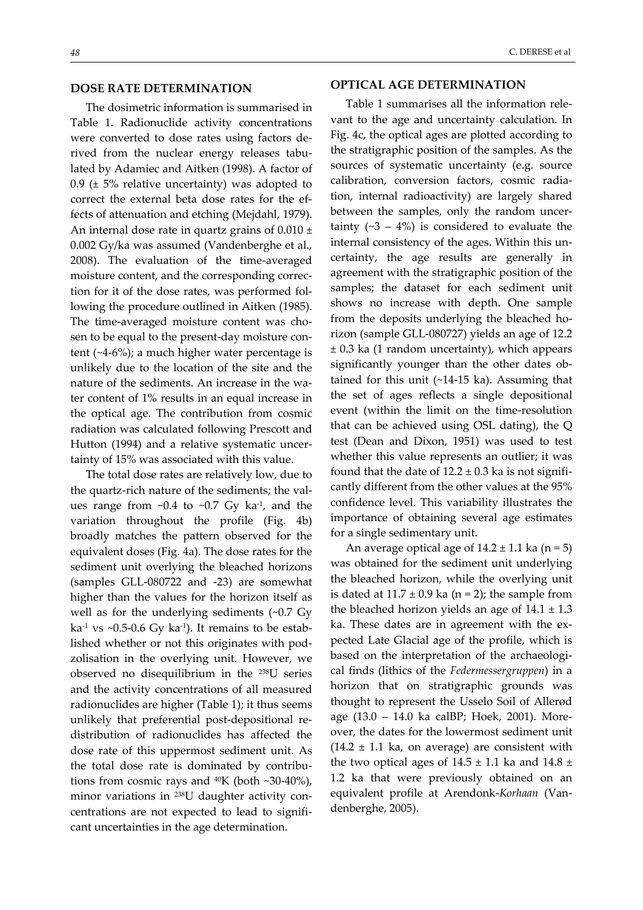## DOSE RATE DETERMINATION

The dosimetric information is summarised in Table 1. Radionuclide activity concentrations were converted to dose rates using factors derived from the nuclear energy releases tabulated by Adamiec and Aitken (1998). A factor of 0.9 (± 5% relative uncertainty) was adopted to correct the external beta dose rates for the effects of attenuation and etching (Mejdahl, 1979). An internal dose rate in quartz grains of 0.010 ± 0.002 Gy/ka was assumed (Vandenberghe et al., 2008). The evaluation of the time-averaged moisture content, and the corresponding correction for it of the dose rates, was performed following the procedure outlined in Aitken (1985). The time-averaged moisture content was chosen to be equal to the present-day moisture content (~4-6%); a much higher water percentage is unlikely due to the location of the site and the nature of the sediments. An increase in the water content of 1% results in an equal increase in the optical age. The contribution from cosmic radiation was calculated following Prescott and Hutton (1994) and a relative systematic uncertainty of 15% was associated with this value.

The total dose rates are relatively low, due to the quartz-rich nature of the sediments; the values range from ~0.4 to ~0.7 Gy $ka^{-1}$, and the variation throughout the profile (Fig. 4b) broadly matches the pattern observed for the equivalent doses (Fig. 4a). The dose rates for the sediment unit overlying the bleached horizons (samples GLL-080722 and -23) are somewhat higher than the values for the horizon itself as well as for the underlying sediments (~0.7 Gy $ka^{-1}$ vs ~0.5-0.6 Gy $ka^{-1}$). It remains to be established whether or not this originates with podzolisation in the overlying unit. However, we observed no disequilibrium in the $^{238}U$ series and the activity concentrations of all measured radionuclides are higher (Table 1); it thus seems unlikely that preferential post-depositional redistribution of radionuclides has affected the dose rate of this uppermost sediment unit. As the total dose rate is dominated by contributions from cosmic rays and $^{40}K$ (both ~30-40%), minor variations in $^{238}U$ daughter activity concentrations are not expected to lead to significant uncertainties in the age determination.

## OPTICAL AGE DETERMINATION

Table 1 summarises all the information relevant to the age and uncertainty calculation. In Fig. 4c, the optical ages are plotted according to the stratigraphic position of the samples. As the sources of systematic uncertainty (e.g. source calibration, conversion factors, cosmic radiation, internal radioactivity) are largely shared between the samples, only the random uncertainty (~3 – 4%) is considered to evaluate the internal consistency of the ages. Within this uncertainty, the age results are generally in agreement with the stratigraphic position of the samples; the dataset for each sediment unit shows no increase with depth. One sample from the deposits underlying the bleached horizon (sample GLL-080727) yields an age of 12.2 ± 0.3 ka (1 random uncertainty), which appears significantly younger than the other dates obtained for this unit (~14-15 ka). Assuming that the set of ages reflects a single depositional event (within the limit on the time-resolution that can be achieved using OSL dating), the Q test (Dean and Dixon, 1951) was used to test whether this value represents an outlier; it was found that the date of 12.2 ± 0.3 ka is not significantly different from the other values at the 95% confidence level. This variability illustrates the importance of obtaining several age estimates for a single sedimentary unit.

An average optical age of 14.2 ± 1.1 ka (n = 5) was obtained for the sediment unit underlying the bleached horizon, while the overlying unit is dated at 11.7 ± 0.9 ka (n = 2); the sample from the bleached horizon yields an age of 14.1 ± 1.3 ka. These dates are in agreement with the expected Late Glacial age of the profile, which is based on the interpretation of the archaeological finds (lithics of the *Federmessergruppen*) in a horizon that on stratigraphic grounds was thought to represent the Usselo Soil of Allerød age (13.0 – 14.0 ka calBP; Hoek, 2001). Moreover, the dates for the lowermost sediment unit (14.2 ± 1.1 ka, on average) are consistent with the two optical ages of 14.5 ± 1.1 ka and 14.8 ± 1.2 ka that were previously obtained on an equivalent profile at Arendonk-*Korhaan* (Vandenberghe, 2005).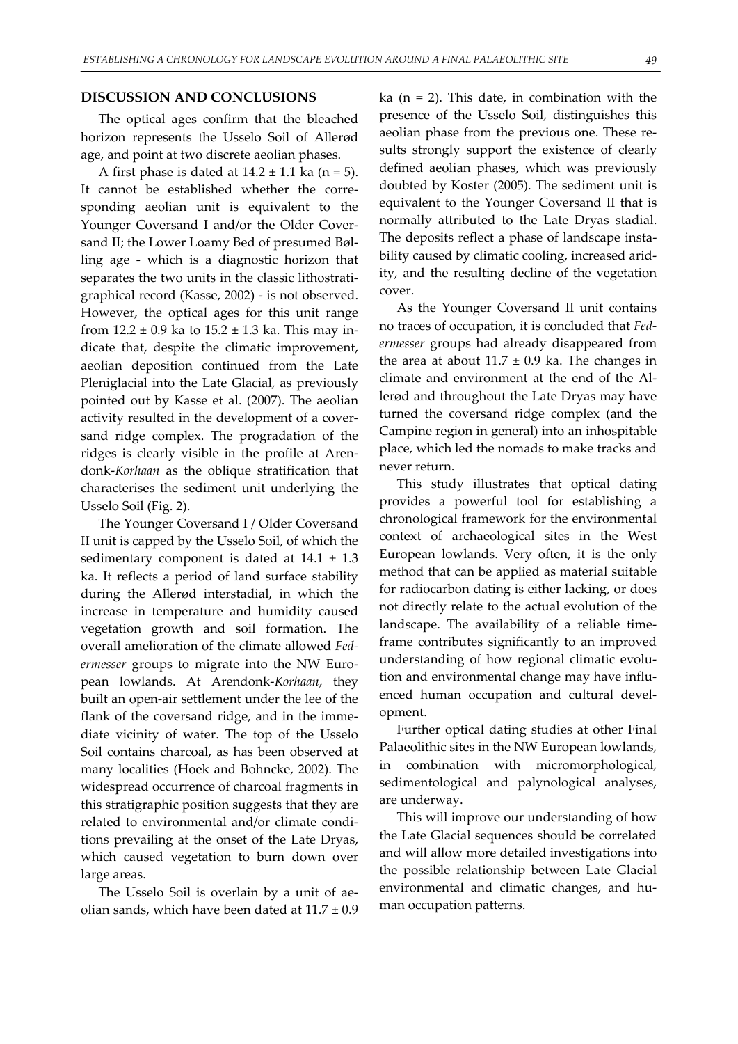## DISCUSSION AND CONCLUSIONS

The optical ages confirm that the bleached horizon represents the Usselo Soil of Allerød age, and point at two discrete aeolian phases.

A first phase is dated at $14.2 \pm 1.1$ ka ($n = 5$). It cannot be established whether the corresponding aeolian unit is equivalent to the Younger Coversand I and/or the Older Coversand II; the Lower Loamy Bed of presumed Bølling age - which is a diagnostic horizon that separates the two units in the classic lithostratigraphical record (Kasse, 2002) - is not observed. However, the optical ages for this unit range from $12.2 \pm 0.9$ ka to $15.2 \pm 1.3$ ka. This may indicate that, despite the climatic improvement, aeolian deposition continued from the Late Pleniglacial into the Late Glacial, as previously pointed out by Kasse et al. (2007). The aeolian activity resulted in the development of a coversand ridge complex. The progradation of the ridges is clearly visible in the profile at Arendonk-*Korhaan* as the oblique stratification that characterises the sediment unit underlying the Usselo Soil (Fig. 2).

The Younger Coversand I / Older Coversand II unit is capped by the Usselo Soil, of which the sedimentary component is dated at $14.1 \pm 1.3$ ka. It reflects a period of land surface stability during the Allerød interstadial, in which the increase in temperature and humidity caused vegetation growth and soil formation. The overall amelioration of the climate allowed *Federmesser* groups to migrate into the NW European lowlands. At Arendonk-*Korhaan*, they built an open-air settlement under the lee of the flank of the coversand ridge, and in the immediate vicinity of water. The top of the Usselo Soil contains charcoal, as has been observed at many localities (Hoek and Bohncke, 2002). The widespread occurrence of charcoal fragments in this stratigraphic position suggests that they are related to environmental and/or climate conditions prevailing at the onset of the Late Dryas, which caused vegetation to burn down over large areas.

The Usselo Soil is overlain by a unit of aeolian sands, which have been dated at $11.7 \pm 0.9$ ka ($n = 2$). This date, in combination with the presence of the Usselo Soil, distinguishes this aeolian phase from the previous one. These results strongly support the existence of clearly defined aeolian phases, which was previously doubted by Koster (2005). The sediment unit is equivalent to the Younger Coversand II that is normally attributed to the Late Dryas stadial. The deposits reflect a phase of landscape instability caused by climatic cooling, increased aridity, and the resulting decline of the vegetation cover.

As the Younger Coversand II unit contains no traces of occupation, it is concluded that *Federmesser* groups had already disappeared from the area at about $11.7 \pm 0.9$ ka. The changes in climate and environment at the end of the Allerød and throughout the Late Dryas may have turned the coversand ridge complex (and the Campine region in general) into an inhospitable place, which led the nomads to make tracks and never return.

This study illustrates that optical dating provides a powerful tool for establishing a chronological framework for the environmental context of archaeological sites in the West European lowlands. Very often, it is the only method that can be applied as material suitable for radiocarbon dating is either lacking, or does not directly relate to the actual evolution of the landscape. The availability of a reliable timeframe contributes significantly to an improved understanding of how regional climatic evolution and environmental change may have influenced human occupation and cultural development.

Further optical dating studies at other Final Palaeolithic sites in the NW European lowlands, in combination with micromorphological, sedimentological and palynological analyses, are underway.

This will improve our understanding of how the Late Glacial sequences should be correlated and will allow more detailed investigations into the possible relationship between Late Glacial environmental and climatic changes, and human occupation patterns.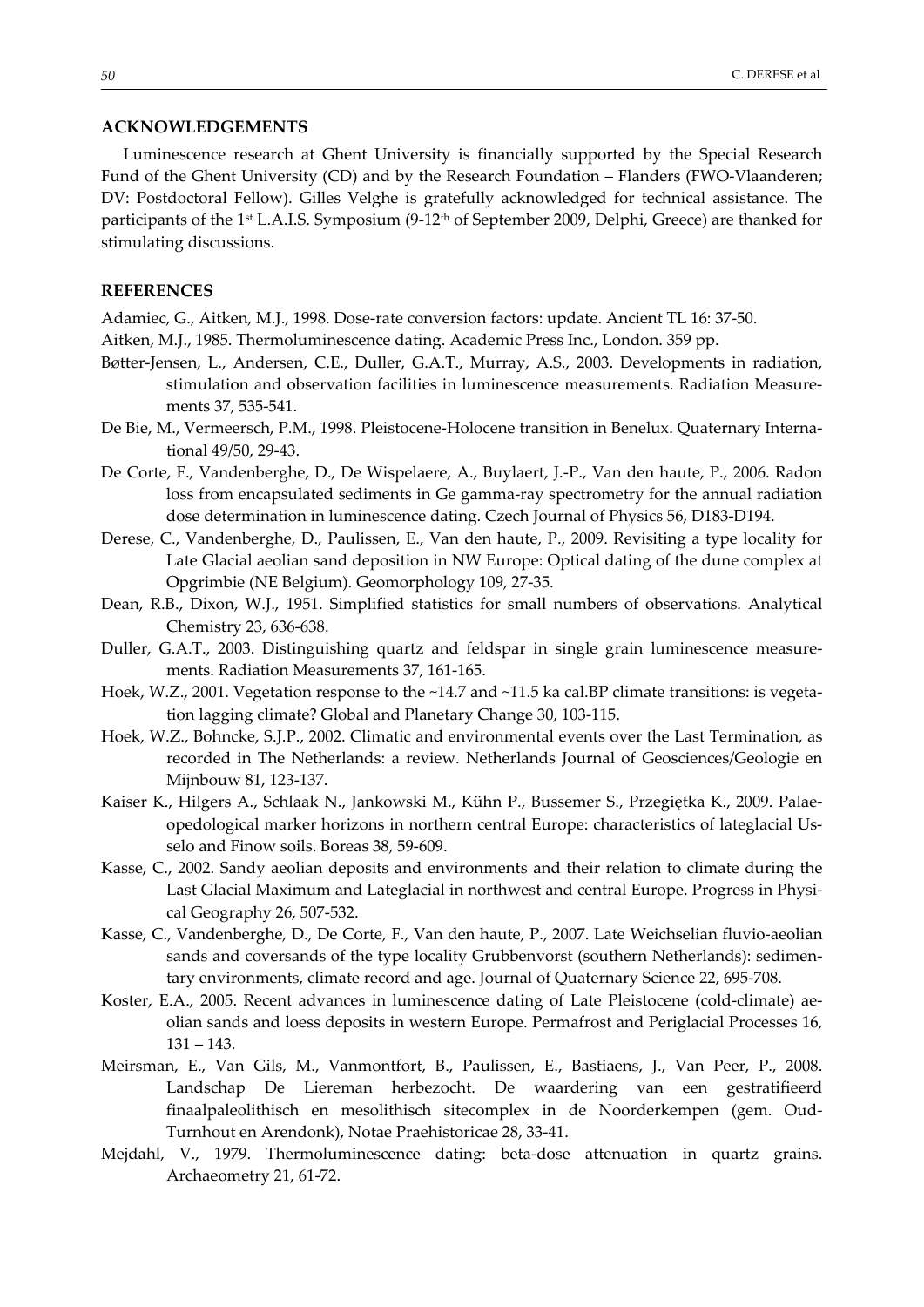## ACKNOWLEDGEMENTS

Luminescence research at Ghent University is financially supported by the Special Research Fund of the Ghent University (CD) and by the Research Foundation – Flanders (FWO-Vlaanderen; DV: Postdoctoral Fellow). Gilles Velghe is gratefully acknowledged for technical assistance. The participants of the 1st L.A.I.S. Symposium (9-12th of September 2009, Delphi, Greece) are thanked for stimulating discussions.

## REFERENCES

Adamiec, G., Aitken, M.J., 1998. Dose-rate conversion factors: update. Ancient TL 16: 37-50.

Aitken, M.J., 1985. Thermoluminescence dating. Academic Press Inc., London. 359 pp.

Bøtter-Jensen, L., Andersen, C.E., Duller, G.A.T., Murray, A.S., 2003. Developments in radiation, stimulation and observation facilities in luminescence measurements. Radiation Measurements 37, 535-541.

De Bie, M., Vermeersch, P.M., 1998. Pleistocene-Holocene transition in Benelux. Quaternary International 49/50, 29-43.

De Corte, F., Vandenberghe, D., De Wispelaere, A., Buylaert, J.-P., Van den haute, P., 2006. Radon loss from encapsulated sediments in Ge gamma-ray spectrometry for the annual radiation dose determination in luminescence dating. Czech Journal of Physics 56, D183-D194.

Derese, C., Vandenberghe, D., Paulissen, E., Van den haute, P., 2009. Revisiting a type locality for Late Glacial aeolian sand deposition in NW Europe: Optical dating of the dune complex at Opgrimbie (NE Belgium). Geomorphology 109, 27-35.

Dean, R.B., Dixon, W.J., 1951. Simplified statistics for small numbers of observations. Analytical Chemistry 23, 636-638.

Duller, G.A.T., 2003. Distinguishing quartz and feldspar in single grain luminescence measurements. Radiation Measurements 37, 161-165.

Hoek, W.Z., 2001. Vegetation response to the ~14.7 and ~11.5 ka cal.BP climate transitions: is vegetation lagging climate? Global and Planetary Change 30, 103-115.

Hoek, W.Z., Bohncke, S.J.P., 2002. Climatic and environmental events over the Last Termination, as recorded in The Netherlands: a review. Netherlands Journal of Geosciences/Geologie en Mijnbouw 81, 123-137.

Kaiser K., Hilgers A., Schlaak N., Jankowski M., Kühn P., Bussemer S., Przegiętka K., 2009. Palaeopedological marker horizons in northern central Europe: characteristics of lateglacial Usselo and Finow soils. Boreas 38, 59-609.

Kasse, C., 2002. Sandy aeolian deposits and environments and their relation to climate during the Last Glacial Maximum and Lateglacial in northwest and central Europe. Progress in Physical Geography 26, 507-532.

Kasse, C., Vandenberghe, D., De Corte, F., Van den haute, P., 2007. Late Weichselian fluvio-aeolian sands and coversands of the type locality Grubbenvorst (southern Netherlands): sedimentary environments, climate record and age. Journal of Quaternary Science 22, 695-708.

Koster, E.A., 2005. Recent advances in luminescence dating of Late Pleistocene (cold-climate) aeolian sands and loess deposits in western Europe. Permafrost and Periglacial Processes 16, 131 – 143.

Meirsman, E., Van Gils, M., Vanmontfort, B., Paulissen, E., Bastiaens, J., Van Peer, P., 2008. Landschap De Liereman herbezocht. De waardering van een gestratifieerd finaalpaleolithisch en mesolithisch sitecomplex in de Noorderkempen (gem. Oud-Turnhout en Arendonk), Notae Praehistoricae 28, 33-41.

Mejdahl, V., 1979. Thermoluminescence dating: beta-dose attenuation in quartz grains. Archaeometry 21, 61-72.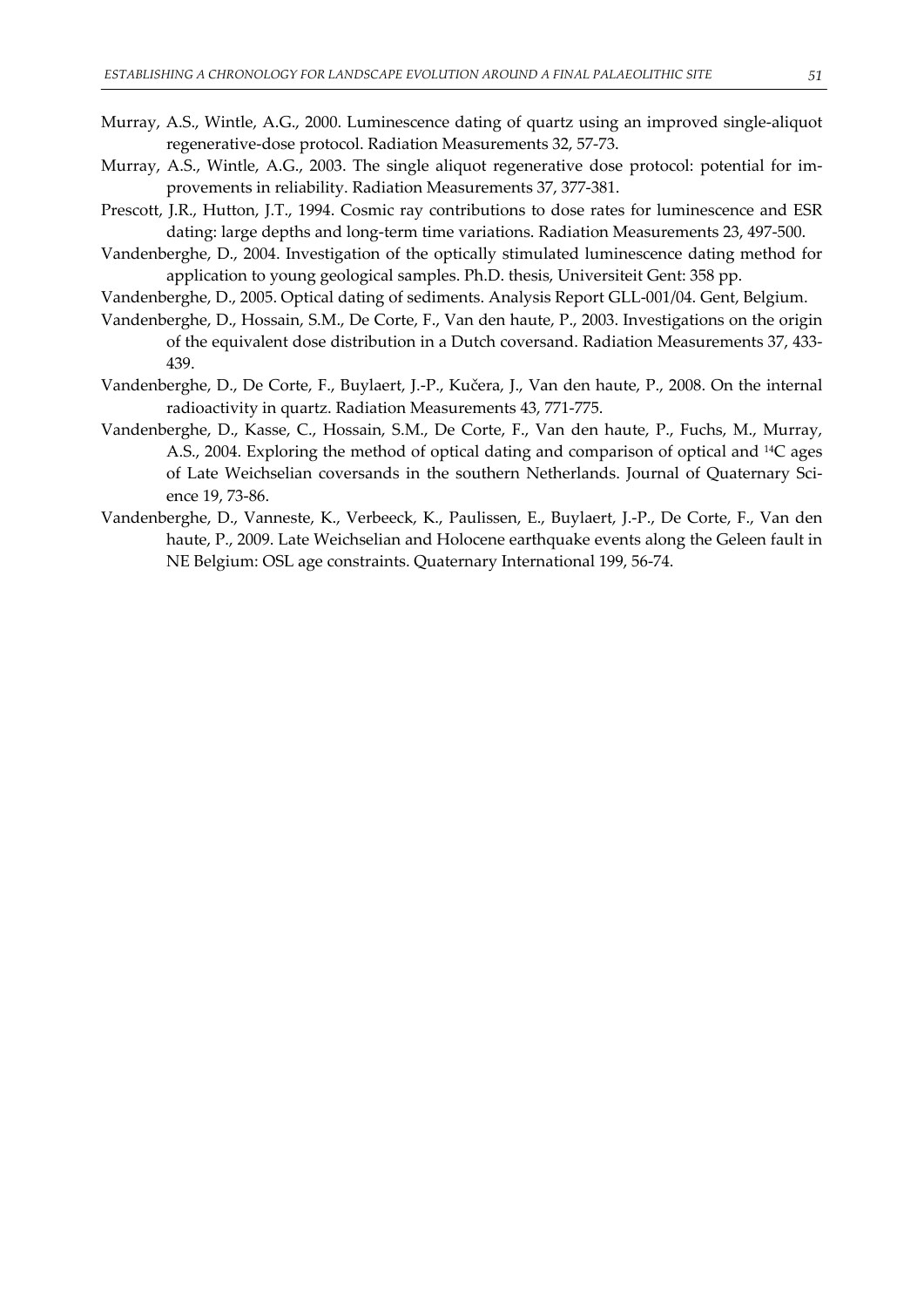Murray, A.S., Wintle, A.G., 2000. Luminescence dating of quartz using an improved single-aliquot regenerative-dose protocol. Radiation Measurements 32, 57-73.

Murray, A.S., Wintle, A.G., 2003. The single aliquot regenerative dose protocol: potential for improvements in reliability. Radiation Measurements 37, 377-381.

Prescott, J.R., Hutton, J.T., 1994. Cosmic ray contributions to dose rates for luminescence and ESR dating: large depths and long-term time variations. Radiation Measurements 23, 497-500.

Vandenberghe, D., 2004. Investigation of the optically stimulated luminescence dating method for application to young geological samples. Ph.D. thesis, Universiteit Gent: 358 pp.

Vandenberghe, D., 2005. Optical dating of sediments. Analysis Report GLL-001/04. Gent, Belgium.

Vandenberghe, D., Hossain, S.M., De Corte, F., Van den haute, P., 2003. Investigations on the origin of the equivalent dose distribution in a Dutch coversand. Radiation Measurements 37, 433-439.

Vandenberghe, D., De Corte, F., Buylaert, J.-P., Kučera, J., Van den haute, P., 2008. On the internal radioactivity in quartz. Radiation Measurements 43, 771-775.

Vandenberghe, D., Kasse, C., Hossain, S.M., De Corte, F., Van den haute, P., Fuchs, M., Murray, A.S., 2004. Exploring the method of optical dating and comparison of optical and $^{14}C$ ages of Late Weichselian coversands in the southern Netherlands. Journal of Quaternary Science 19, 73-86.

Vandenberghe, D., Vanneste, K., Verbeeck, K., Paulissen, E., Buylaert, J.-P., De Corte, F., Van den haute, P., 2009. Late Weichselian and Holocene earthquake events along the Geleen fault in NE Belgium: OSL age constraints. Quaternary International 199, 56-74.